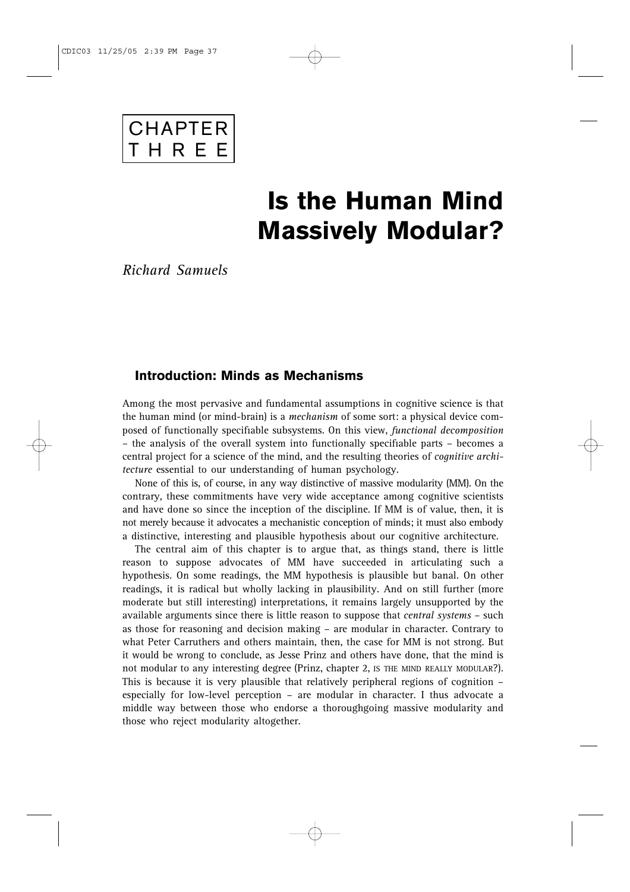# CHAPTER THREE

# Is the Human Mind Massively Modular?

*Richard Samuels*

## Introduction: Minds as Mechanisms

Among the most pervasive and fundamental assumptions in cognitive science is that the human mind (or mind-brain) is a *mechanism* of some sort: a physical device composed of functionally specifiable subsystems. On this view, *functional decomposition* – the analysis of the overall system into functionally specifiable parts – becomes a central project for a science of the mind, and the resulting theories of *cognitive architecture* essential to our understanding of human psychology.

None of this is, of course, in any way distinctive of massive modularity (MM). On the contrary, these commitments have very wide acceptance among cognitive scientists and have done so since the inception of the discipline. If MM is of value, then, it is not merely because it advocates a mechanistic conception of minds; it must also embody a distinctive, interesting and plausible hypothesis about our cognitive architecture.

The central aim of this chapter is to argue that, as things stand, there is little reason to suppose advocates of MM have succeeded in articulating such a hypothesis. On some readings, the MM hypothesis is plausible but banal. On other readings, it is radical but wholly lacking in plausibility. And on still further (more moderate but still interesting) interpretations, it remains largely unsupported by the available arguments since there is little reason to suppose that *central systems* – such as those for reasoning and decision making – are modular in character. Contrary to what Peter Carruthers and others maintain, then, the case for MM is not strong. But it would be wrong to conclude, as Jesse Prinz and others have done, that the mind is not modular to any interesting degree (Prinz, chapter 2, IS THE MIND REALLY MODULAR?). This is because it is very plausible that relatively peripheral regions of cognition – especially for low-level perception – are modular in character. I thus advocate a middle way between those who endorse a thoroughgoing massive modularity and those who reject modularity altogether.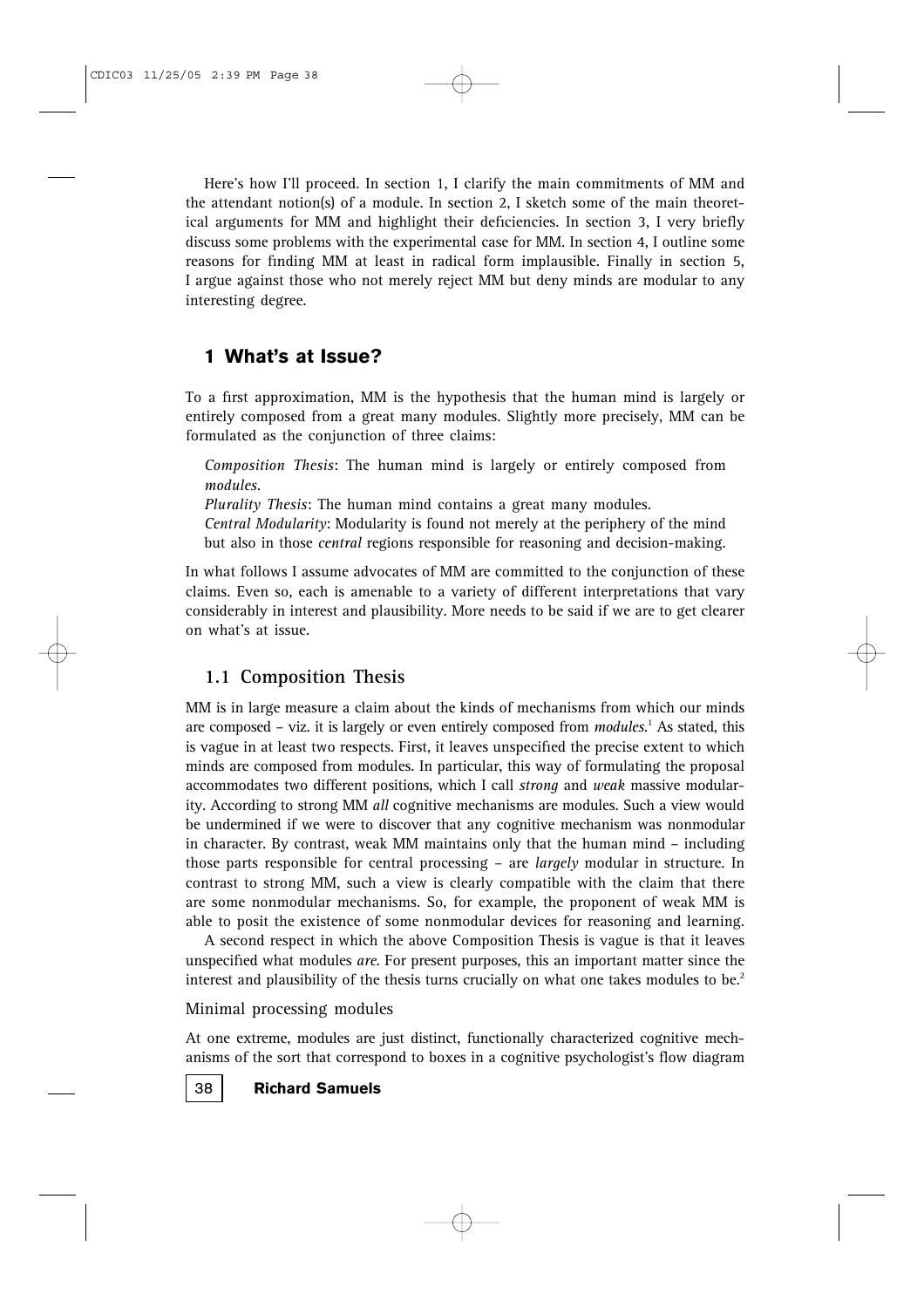Here's how I'll proceed. In section 1, I clarify the main commitments of MM and the attendant notion(s) of a module. In section 2, I sketch some of the main theoretical arguments for MM and highlight their deficiencies. In section 3, I very briefly discuss some problems with the experimental case for MM. In section 4, I outline some reasons for finding MM at least in radical form implausible. Finally in section 5, I argue against those who not merely reject MM but deny minds are modular to any interesting degree.

## 1 What's at Issue?

To a first approximation, MM is the hypothesis that the human mind is largely or entirely composed from a great many modules. Slightly more precisely, MM can be formulated as the conjunction of three claims:

> *Composition Thesis*: The human mind is largely or entirely composed from *modules*.
> *Plurality Thesis*: The human mind contains a great many modules.
> *Central Modularity*: Modularity is found not merely at the periphery of the mind but also in those *central* regions responsible for reasoning and decision-making.

In what follows I assume advocates of MM are committed to the conjunction of these claims. Even so, each is amenable to a variety of different interpretations that vary considerably in interest and plausibility. More needs to be said if we are to get clearer on what's at issue.

### 1.1 Composition Thesis

MM is in large measure a claim about the kinds of mechanisms from which our minds are composed – viz. it is largely or even entirely composed from *modules*.[1] As stated, this is vague in at least two respects. First, it leaves unspecified the precise extent to which minds are composed from modules. In particular, this way of formulating the proposal accommodates two different positions, which I call *strong* and *weak* massive modularity. According to strong MM *all* cognitive mechanisms are modules. Such a view would be undermined if we were to discover that any cognitive mechanism was nonmodular in character. By contrast, weak MM maintains only that the human mind – including those parts responsible for central processing – are *largely* modular in structure. In contrast to strong MM, such a view is clearly compatible with the claim that there are some nonmodular mechanisms. So, for example, the proponent of weak MM is able to posit the existence of some nonmodular devices for reasoning and learning.

A second respect in which the above Composition Thesis is vague is that it leaves unspecified what modules *are*. For present purposes, this an important matter since the interest and plausibility of the thesis turns crucially on what one takes modules to be.[2]

#### Minimal processing modules

At one extreme, modules are just distinct, functionally characterized cognitive mechanisms of the sort that correspond to boxes in a cognitive psychologist's flow diagram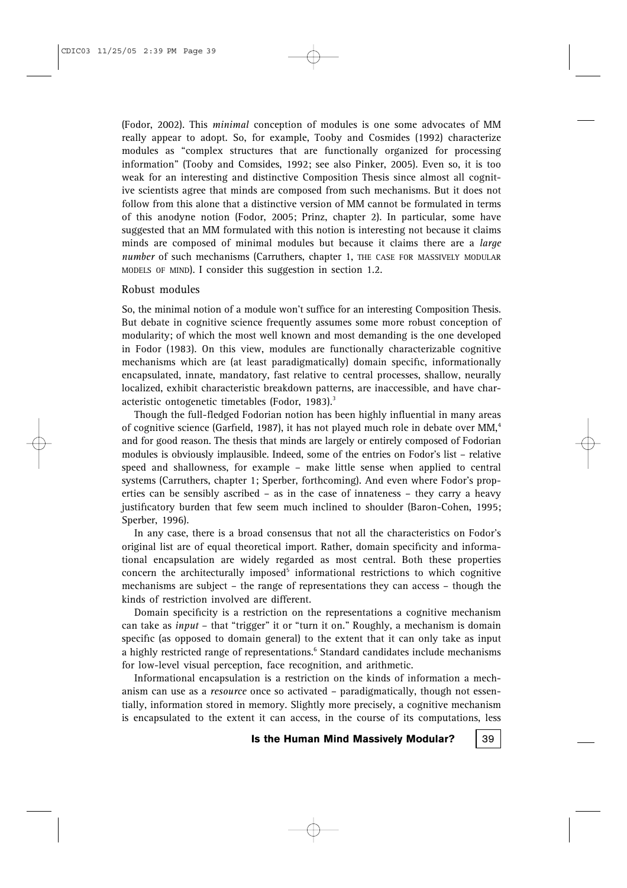(Fodor, 2002). This *minimal* conception of modules is one some advocates of MM really appear to adopt. So, for example, Tooby and Cosmides (1992) characterize modules as "complex structures that are functionally organized for processing information" (Tooby and Comsides, 1992; see also Pinker, 2005). Even so, it is too weak for an interesting and distinctive Composition Thesis since almost all cognitive scientists agree that minds are composed from such mechanisms. But it does not follow from this alone that a distinctive version of MM cannot be formulated in terms of this anodyne notion (Fodor, 2005; Prinz, chapter 2). In particular, some have suggested that an MM formulated with this notion is interesting not because it claims minds are composed of minimal modules but because it claims there are a *large number* of such mechanisms (Carruthers, chapter 1, THE CASE FOR MASSIVELY MODULAR MODELS OF MIND). I consider this suggestion in section 1.2.

### Robust modules

So, the minimal notion of a module won't suffice for an interesting Composition Thesis. But debate in cognitive science frequently assumes some more robust conception of modularity; of which the most well known and most demanding is the one developed in Fodor (1983). On this view, modules are functionally characterizable cognitive mechanisms which are (at least paradigmatically) domain specific, informationally encapsulated, innate, mandatory, fast relative to central processes, shallow, neurally localized, exhibit characteristic breakdown patterns, are inaccessible, and have characteristic ontogenetic timetables (Fodor, 1983).[3]

Though the full-fledged Fodorian notion has been highly influential in many areas of cognitive science (Garfield, 1987), it has not played much role in debate over MM,[4] and for good reason. The thesis that minds are largely or entirely composed of Fodorian modules is obviously implausible. Indeed, some of the entries on Fodor's list – relative speed and shallowness, for example – make little sense when applied to central systems (Carruthers, chapter 1; Sperber, forthcoming). And even where Fodor's properties can be sensibly ascribed – as in the case of innateness – they carry a heavy justificatory burden that few seem much inclined to shoulder (Baron-Cohen, 1995; Sperber, 1996).

In any case, there is a broad consensus that not all the characteristics on Fodor's original list are of equal theoretical import. Rather, domain specificity and informational encapsulation are widely regarded as most central. Both these properties concern the architecturally imposed[5] informational restrictions to which cognitive mechanisms are subject – the range of representations they can access – though the kinds of restriction involved are different.

Domain specificity is a restriction on the representations a cognitive mechanism can take as *input* – that "trigger" it or "turn it on." Roughly, a mechanism is domain specific (as opposed to domain general) to the extent that it can only take as input a highly restricted range of representations.[6] Standard candidates include mechanisms for low-level visual perception, face recognition, and arithmetic.

Informational encapsulation is a restriction on the kinds of information a mechanism can use as a *resource* once so activated – paradigmatically, though not essentially, information stored in memory. Slightly more precisely, a cognitive mechanism is encapsulated to the extent it can access, in the course of its computations, less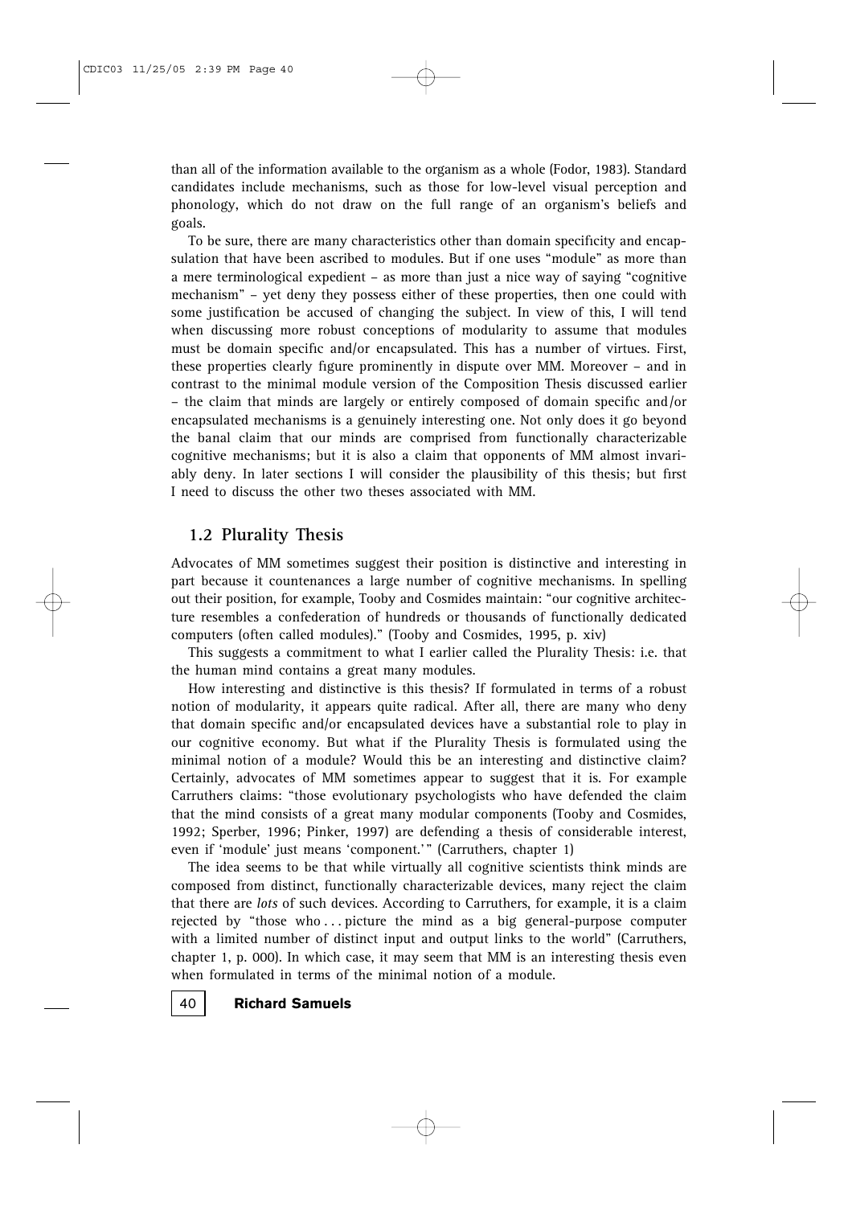than all of the information available to the organism as a whole (Fodor, 1983). Standard candidates include mechanisms, such as those for low-level visual perception and phonology, which do not draw on the full range of an organism's beliefs and goals.

To be sure, there are many characteristics other than domain specificity and encapsulation that have been ascribed to modules. But if one uses "module" as more than a mere terminological expedient – as more than just a nice way of saying "cognitive mechanism" – yet deny they possess either of these properties, then one could with some justification be accused of changing the subject. In view of this, I will tend when discussing more robust conceptions of modularity to assume that modules must be domain specific and/or encapsulated. This has a number of virtues. First, these properties clearly figure prominently in dispute over MM. Moreover – and in contrast to the minimal module version of the Composition Thesis discussed earlier – the claim that minds are largely or entirely composed of domain specific and/or encapsulated mechanisms is a genuinely interesting one. Not only does it go beyond the banal claim that our minds are comprised from functionally characterizable cognitive mechanisms; but it is also a claim that opponents of MM almost invariably deny. In later sections I will consider the plausibility of this thesis; but first I need to discuss the other two theses associated with MM.

## 1.2 Plurality Thesis

Advocates of MM sometimes suggest their position is distinctive and interesting in part because it countenances a large number of cognitive mechanisms. In spelling out their position, for example, Tooby and Cosmides maintain: "our cognitive architecture resembles a confederation of hundreds or thousands of functionally dedicated computers (often called modules)." (Tooby and Cosmides, 1995, p. xiv)

This suggests a commitment to what I earlier called the Plurality Thesis: i.e. that the human mind contains a great many modules.

How interesting and distinctive is this thesis? If formulated in terms of a robust notion of modularity, it appears quite radical. After all, there are many who deny that domain specific and/or encapsulated devices have a substantial role to play in our cognitive economy. But what if the Plurality Thesis is formulated using the minimal notion of a module? Would this be an interesting and distinctive claim? Certainly, advocates of MM sometimes appear to suggest that it is. For example Carruthers claims: "those evolutionary psychologists who have defended the claim that the mind consists of a great many modular components (Tooby and Cosmides, 1992; Sperber, 1996; Pinker, 1997) are defending a thesis of considerable interest, even if 'module' just means 'component.'" (Carruthers, chapter 1)

The idea seems to be that while virtually all cognitive scientists think minds are composed from distinct, functionally characterizable devices, many reject the claim that there are *lots* of such devices. According to Carruthers, for example, it is a claim rejected by "those who . . . picture the mind as a big general-purpose computer with a limited number of distinct input and output links to the world" (Carruthers, chapter 1, p. 000). In which case, it may seem that MM is an interesting thesis even when formulated in terms of the minimal notion of a module.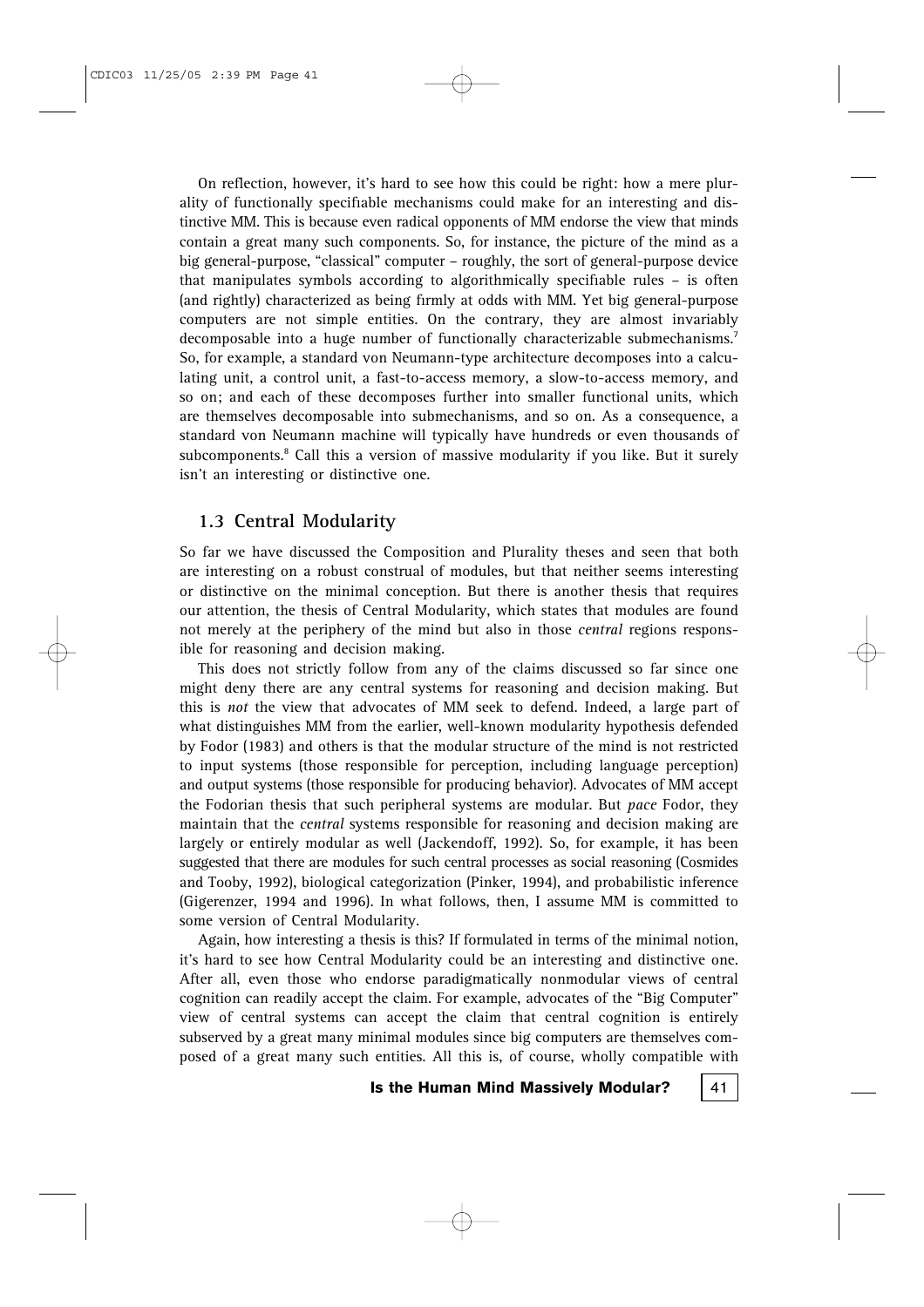On reflection, however, it's hard to see how this could be right: how a mere plurality of functionally specifiable mechanisms could make for an interesting and distinctive MM. This is because even radical opponents of MM endorse the view that minds contain a great many such components. So, for instance, the picture of the mind as a big general-purpose, "classical" computer – roughly, the sort of general-purpose device that manipulates symbols according to algorithmically specifiable rules – is often (and rightly) characterized as being firmly at odds with MM. Yet big general-purpose computers are not simple entities. On the contrary, they are almost invariably decomposable into a huge number of functionally characterizable submechanisms.[7] So, for example, a standard von Neumann-type architecture decomposes into a calculating unit, a control unit, a fast-to-access memory, a slow-to-access memory, and so on; and each of these decomposes further into smaller functional units, which are themselves decomposable into submechanisms, and so on. As a consequence, a standard von Neumann machine will typically have hundreds or even thousands of subcomponents.[8] Call this a version of massive modularity if you like. But it surely isn't an interesting or distinctive one.

## 1.3 Central Modularity

So far we have discussed the Composition and Plurality theses and seen that both are interesting on a robust construal of modules, but that neither seems interesting or distinctive on the minimal conception. But there is another thesis that requires our attention, the thesis of Central Modularity, which states that modules are found not merely at the periphery of the mind but also in those *central* regions responsible for reasoning and decision making.

This does not strictly follow from any of the claims discussed so far since one might deny there are any central systems for reasoning and decision making. But this is *not* the view that advocates of MM seek to defend. Indeed, a large part of what distinguishes MM from the earlier, well-known modularity hypothesis defended by Fodor (1983) and others is that the modular structure of the mind is not restricted to input systems (those responsible for perception, including language perception) and output systems (those responsible for producing behavior). Advocates of MM accept the Fodorian thesis that such peripheral systems are modular. But *pace* Fodor, they maintain that the *central* systems responsible for reasoning and decision making are largely or entirely modular as well (Jackendoff, 1992). So, for example, it has been suggested that there are modules for such central processes as social reasoning (Cosmides and Tooby, 1992), biological categorization (Pinker, 1994), and probabilistic inference (Gigerenzer, 1994 and 1996). In what follows, then, I assume MM is committed to some version of Central Modularity.

Again, how interesting a thesis is this? If formulated in terms of the minimal notion, it's hard to see how Central Modularity could be an interesting and distinctive one. After all, even those who endorse paradigmatically nonmodular views of central cognition can readily accept the claim. For example, advocates of the "Big Computer" view of central systems can accept the claim that central cognition is entirely subserved by a great many minimal modules since big computers are themselves composed of a great many such entities. All this is, of course, wholly compatible with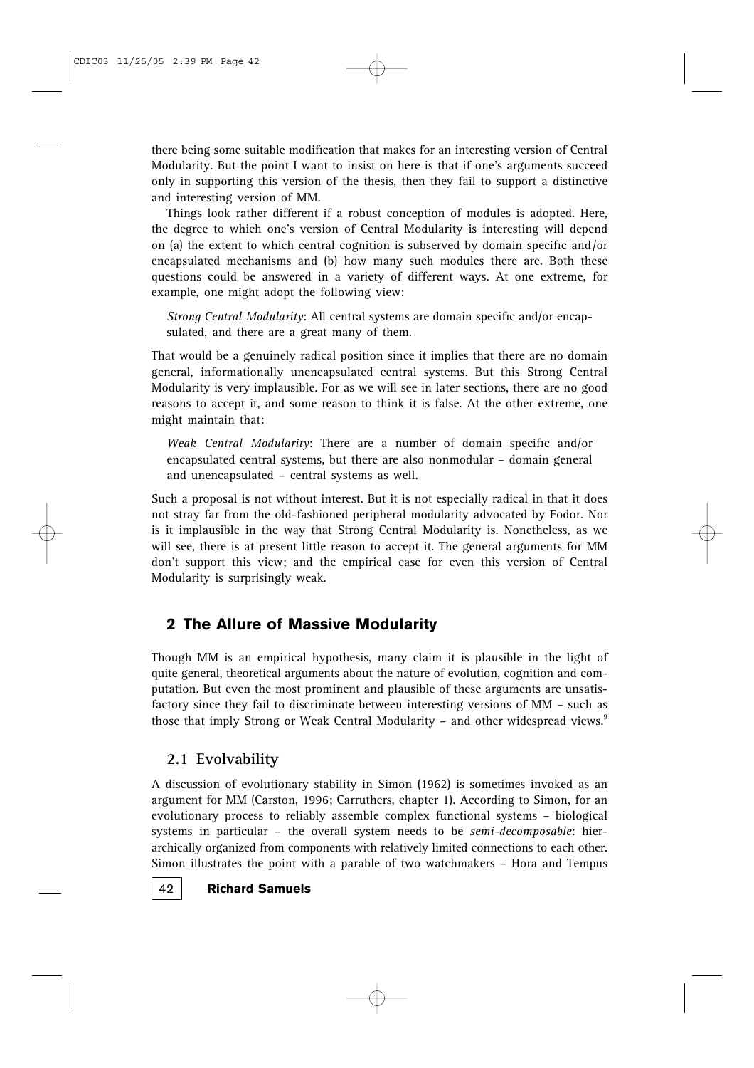there being some suitable modification that makes for an interesting version of Central Modularity. But the point I want to insist on here is that if one's arguments succeed only in supporting this version of the thesis, then they fail to support a distinctive and interesting version of MM.

Things look rather different if a robust conception of modules is adopted. Here, the degree to which one's version of Central Modularity is interesting will depend on (a) the extent to which central cognition is subserved by domain specific and/or encapsulated mechanisms and (b) how many such modules there are. Both these questions could be answered in a variety of different ways. At one extreme, for example, one might adopt the following view:

> *Strong Central Modularity*: All central systems are domain specific and/or encapsulated, and there are a great many of them.

That would be a genuinely radical position since it implies that there are no domain general, informationally unencapsulated central systems. But this Strong Central Modularity is very implausible. For as we will see in later sections, there are no good reasons to accept it, and some reason to think it is false. At the other extreme, one might maintain that:

> *Weak Central Modularity*: There are a number of domain specific and/or encapsulated central systems, but there are also nonmodular – domain general and unencapsulated – central systems as well.

Such a proposal is not without interest. But it is not especially radical in that it does not stray far from the old-fashioned peripheral modularity advocated by Fodor. Nor is it implausible in the way that Strong Central Modularity is. Nonetheless, as we will see, there is at present little reason to accept it. The general arguments for MM don't support this view; and the empirical case for even this version of Central Modularity is surprisingly weak.

## 2 The Allure of Massive Modularity

Though MM is an empirical hypothesis, many claim it is plausible in the light of quite general, theoretical arguments about the nature of evolution, cognition and computation. But even the most prominent and plausible of these arguments are unsatisfactory since they fail to discriminate between interesting versions of MM – such as those that imply Strong or Weak Central Modularity – and other widespread views.[9]

### 2.1 Evolvability

A discussion of evolutionary stability in Simon (1962) is sometimes invoked as an argument for MM (Carston, 1996; Carruthers, chapter 1). According to Simon, for an evolutionary process to reliably assemble complex functional systems – biological systems in particular – the overall system needs to be *semi-decomposable*: hierarchically organized from components with relatively limited connections to each other. Simon illustrates the point with a parable of two watchmakers – Hora and Tempus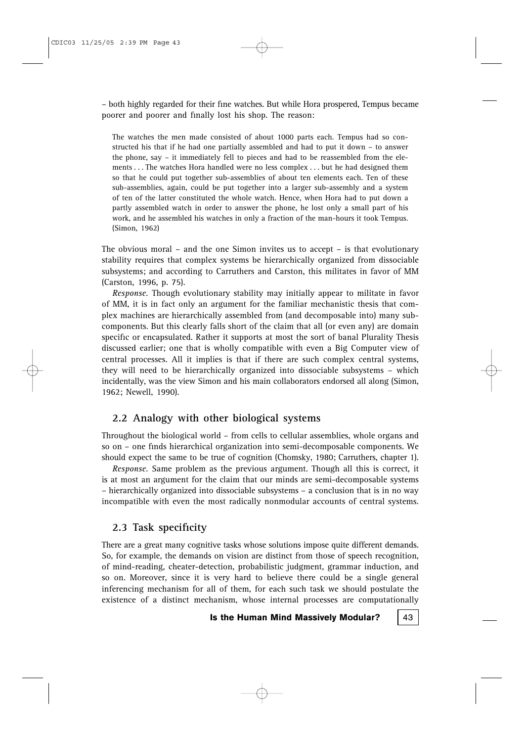– both highly regarded for their fine watches. But while Hora prospered, Tempus became poorer and poorer and finally lost his shop. The reason:

> The watches the men made consisted of about 1000 parts each. Tempus had so constructed his that if he had one partially assembled and had to put it down – to answer the phone, say – it immediately fell to pieces and had to be reassembled from the elements . . . The watches Hora handled were no less complex . . . but he had designed them so that he could put together sub-assemblies of about ten elements each. Ten of these sub-assemblies, again, could be put together into a larger sub-assembly and a system of ten of the latter constituted the whole watch. Hence, when Hora had to put down a partly assembled watch in order to answer the phone, he lost only a small part of his work, and he assembled his watches in only a fraction of the man-hours it took Tempus. (Simon, 1962)

The obvious moral – and the one Simon invites us to accept – is that evolutionary stability requires that complex systems be hierarchically organized from dissociable subsystems; and according to Carruthers and Carston, this militates in favor of MM (Carston, 1996, p. 75).

*Response*. Though evolutionary stability may initially appear to militate in favor of MM, it is in fact only an argument for the familiar mechanistic thesis that complex machines are hierarchically assembled from (and decomposable into) many subcomponents. But this clearly falls short of the claim that all (or even any) are domain specific or encapsulated. Rather it supports at most the sort of banal Plurality Thesis discussed earlier; one that is wholly compatible with even a Big Computer view of central processes. All it implies is that if there are such complex central systems, they will need to be hierarchically organized into dissociable subsystems – which incidentally, was the view Simon and his main collaborators endorsed all along (Simon, 1962; Newell, 1990).

## 2.2 Analogy with other biological systems

Throughout the biological world – from cells to cellular assemblies, whole organs and so on – one finds hierarchical organization into semi-decomposable components. We should expect the same to be true of cognition (Chomsky, 1980; Carruthers, chapter 1).

*Response*. Same problem as the previous argument. Though all this is correct, it is at most an argument for the claim that our minds are semi-decomposable systems – hierarchically organized into dissociable subsystems – a conclusion that is in no way incompatible with even the most radically nonmodular accounts of central systems.

## 2.3 Task specificity

There are a great many cognitive tasks whose solutions impose quite different demands. So, for example, the demands on vision are distinct from those of speech recognition, of mind-reading, cheater-detection, probabilistic judgment, grammar induction, and so on. Moreover, since it is very hard to believe there could be a single general inferencing mechanism for all of them, for each such task we should postulate the existence of a distinct mechanism, whose internal processes are computationally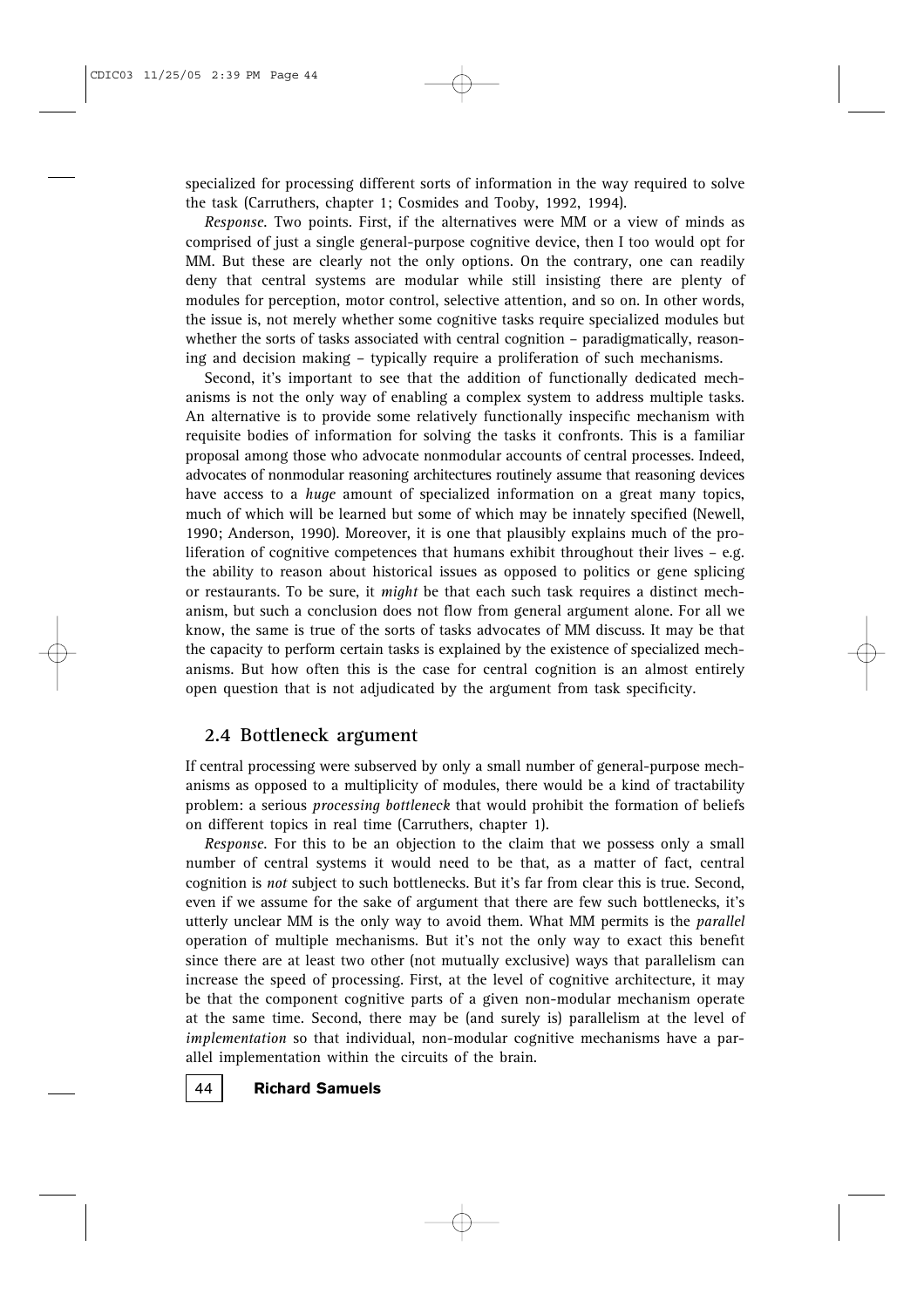specialized for processing different sorts of information in the way required to solve the task (Carruthers, chapter 1; Cosmides and Tooby, 1992, 1994).

*Response*. Two points. First, if the alternatives were MM or a view of minds as comprised of just a single general-purpose cognitive device, then I too would opt for MM. But these are clearly not the only options. On the contrary, one can readily deny that central systems are modular while still insisting there are plenty of modules for perception, motor control, selective attention, and so on. In other words, the issue is, not merely whether some cognitive tasks require specialized modules but whether the sorts of tasks associated with central cognition – paradigmatically, reasoning and decision making – typically require a proliferation of such mechanisms.

Second, it's important to see that the addition of functionally dedicated mechanisms is not the only way of enabling a complex system to address multiple tasks. An alternative is to provide some relatively functionally inspecific mechanism with requisite bodies of information for solving the tasks it confronts. This is a familiar proposal among those who advocate nonmodular accounts of central processes. Indeed, advocates of nonmodular reasoning architectures routinely assume that reasoning devices have access to a *huge* amount of specialized information on a great many topics, much of which will be learned but some of which may be innately specified (Newell, 1990; Anderson, 1990). Moreover, it is one that plausibly explains much of the proliferation of cognitive competences that humans exhibit throughout their lives – e.g. the ability to reason about historical issues as opposed to politics or gene splicing or restaurants. To be sure, it *might* be that each such task requires a distinct mechanism, but such a conclusion does not flow from general argument alone. For all we know, the same is true of the sorts of tasks advocates of MM discuss. It may be that the capacity to perform certain tasks is explained by the existence of specialized mechanisms. But how often this is the case for central cognition is an almost entirely open question that is not adjudicated by the argument from task specificity.

## 2.4 Bottleneck argument

If central processing were subserved by only a small number of general-purpose mechanisms as opposed to a multiplicity of modules, there would be a kind of tractability problem: a serious *processing bottleneck* that would prohibit the formation of beliefs on different topics in real time (Carruthers, chapter 1).

*Response*. For this to be an objection to the claim that we possess only a small number of central systems it would need to be that, as a matter of fact, central cognition is *not* subject to such bottlenecks. But it's far from clear this is true. Second, even if we assume for the sake of argument that there are few such bottlenecks, it's utterly unclear MM is the only way to avoid them. What MM permits is the *parallel* operation of multiple mechanisms. But it's not the only way to exact this benefit since there are at least two other (not mutually exclusive) ways that parallelism can increase the speed of processing. First, at the level of cognitive architecture, it may be that the component cognitive parts of a given non-modular mechanism operate at the same time. Second, there may be (and surely is) parallelism at the level of *implementation* so that individual, non-modular cognitive mechanisms have a parallel implementation within the circuits of the brain.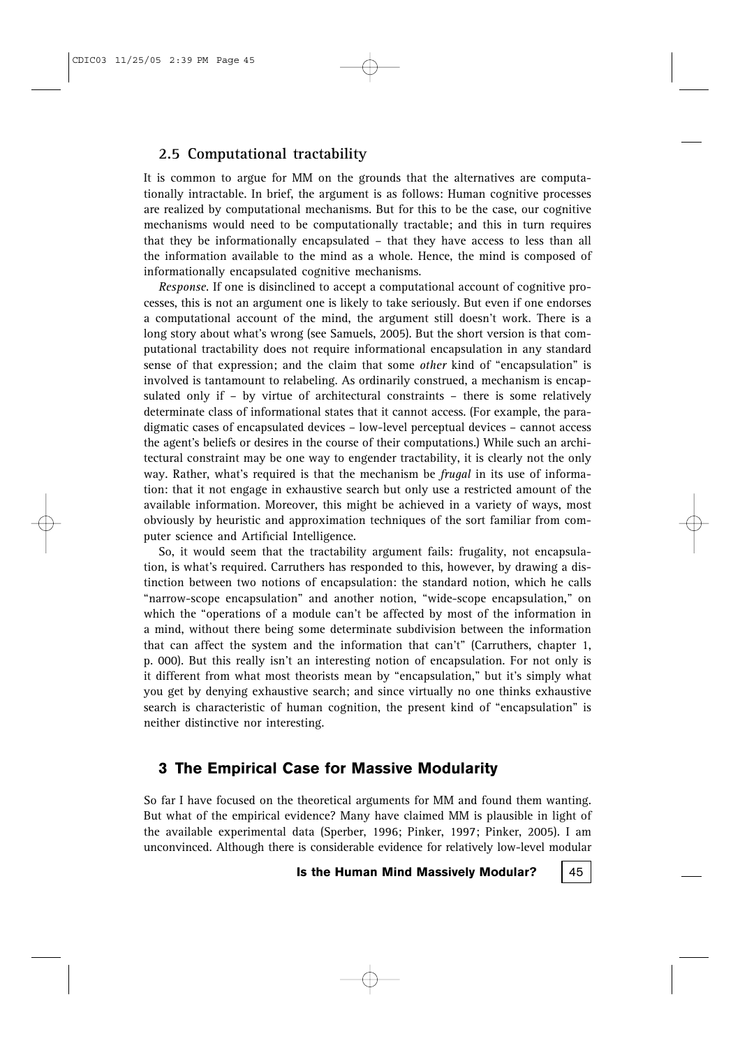## 2.5 Computational tractability

It is common to argue for MM on the grounds that the alternatives are computationally intractable. In brief, the argument is as follows: Human cognitive processes are realized by computational mechanisms. But for this to be the case, our cognitive mechanisms would need to be computationally tractable; and this in turn requires that they be informationally encapsulated – that they have access to less than all the information available to the mind as a whole. Hence, the mind is composed of informationally encapsulated cognitive mechanisms.

*Response.* If one is disinclined to accept a computational account of cognitive processes, this is not an argument one is likely to take seriously. But even if one endorses a computational account of the mind, the argument still doesn't work. There is a long story about what's wrong (see Samuels, 2005). But the short version is that computational tractability does not require informational encapsulation in any standard sense of that expression; and the claim that some *other* kind of "encapsulation" is involved is tantamount to relabeling. As ordinarily construed, a mechanism is encapsulated only if – by virtue of architectural constraints – there is some relatively determinate class of informational states that it cannot access. (For example, the paradigmatic cases of encapsulated devices – low-level perceptual devices – cannot access the agent's beliefs or desires in the course of their computations.) While such an architectural constraint may be one way to engender tractability, it is clearly not the only way. Rather, what's required is that the mechanism be *frugal* in its use of information: that it not engage in exhaustive search but only use a restricted amount of the available information. Moreover, this might be achieved in a variety of ways, most obviously by heuristic and approximation techniques of the sort familiar from computer science and Artificial Intelligence.

So, it would seem that the tractability argument fails: frugality, not encapsulation, is what's required. Carruthers has responded to this, however, by drawing a distinction between two notions of encapsulation: the standard notion, which he calls "narrow-scope encapsulation" and another notion, "wide-scope encapsulation," on which the "operations of a module can't be affected by most of the information in a mind, without there being some determinate subdivision between the information that can affect the system and the information that can't" (Carruthers, chapter 1, p. 000). But this really isn't an interesting notion of encapsulation. For not only is it different from what most theorists mean by "encapsulation," but it's simply what you get by denying exhaustive search; and since virtually no one thinks exhaustive search is characteristic of human cognition, the present kind of "encapsulation" is neither distinctive nor interesting.

# 3 The Empirical Case for Massive Modularity

So far I have focused on the theoretical arguments for MM and found them wanting. But what of the empirical evidence? Many have claimed MM is plausible in light of the available experimental data (Sperber, 1996; Pinker, 1997; Pinker, 2005). I am unconvinced. Although there is considerable evidence for relatively low-level modular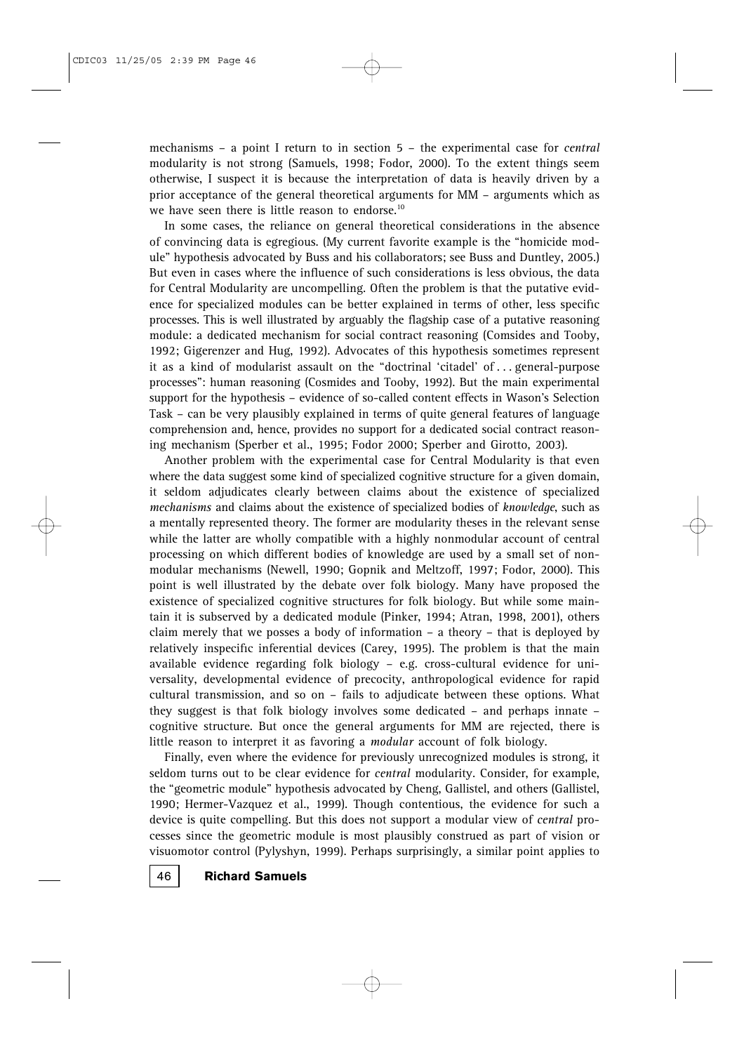mechanisms – a point I return to in section 5 – the experimental case for *central* modularity is not strong (Samuels, 1998; Fodor, 2000). To the extent things seem otherwise, I suspect it is because the interpretation of data is heavily driven by a prior acceptance of the general theoretical arguments for MM – arguments which as we have seen there is little reason to endorse.[10]

In some cases, the reliance on general theoretical considerations in the absence of convincing data is egregious. (My current favorite example is the "homicide module" hypothesis advocated by Buss and his collaborators; see Buss and Duntley, 2005.) But even in cases where the influence of such considerations is less obvious, the data for Central Modularity are uncompelling. Often the problem is that the putative evidence for specialized modules can be better explained in terms of other, less specific processes. This is well illustrated by arguably the flagship case of a putative reasoning module: a dedicated mechanism for social contract reasoning (Comsides and Tooby, 1992; Gigerenzer and Hug, 1992). Advocates of this hypothesis sometimes represent it as a kind of modularist assault on the "doctrinal 'citadel' of . . . general-purpose processes": human reasoning (Cosmides and Tooby, 1992). But the main experimental support for the hypothesis – evidence of so-called content effects in Wason's Selection Task – can be very plausibly explained in terms of quite general features of language comprehension and, hence, provides no support for a dedicated social contract reasoning mechanism (Sperber et al., 1995; Fodor 2000; Sperber and Girotto, 2003).

Another problem with the experimental case for Central Modularity is that even where the data suggest some kind of specialized cognitive structure for a given domain, it seldom adjudicates clearly between claims about the existence of specialized *mechanisms* and claims about the existence of specialized bodies of *knowledge*, such as a mentally represented theory. The former are modularity theses in the relevant sense while the latter are wholly compatible with a highly nonmodular account of central processing on which different bodies of knowledge are used by a small set of nonmodular mechanisms (Newell, 1990; Gopnik and Meltzoff, 1997; Fodor, 2000). This point is well illustrated by the debate over folk biology. Many have proposed the existence of specialized cognitive structures for folk biology. But while some maintain it is subserved by a dedicated module (Pinker, 1994; Atran, 1998, 2001), others claim merely that we posses a body of information – a theory – that is deployed by relatively inspecific inferential devices (Carey, 1995). The problem is that the main available evidence regarding folk biology – e.g. cross-cultural evidence for universality, developmental evidence of precocity, anthropological evidence for rapid cultural transmission, and so on – fails to adjudicate between these options. What they suggest is that folk biology involves some dedicated – and perhaps innate – cognitive structure. But once the general arguments for MM are rejected, there is little reason to interpret it as favoring a *modular* account of folk biology.

Finally, even where the evidence for previously unrecognized modules is strong, it seldom turns out to be clear evidence for *central* modularity. Consider, for example, the "geometric module" hypothesis advocated by Cheng, Gallistel, and others (Gallistel, 1990; Hermer-Vazquez et al., 1999). Though contentious, the evidence for such a device is quite compelling. But this does not support a modular view of *central* processes since the geometric module is most plausibly construed as part of vision or visuomotor control (Pylyshyn, 1999). Perhaps surprisingly, a similar point applies to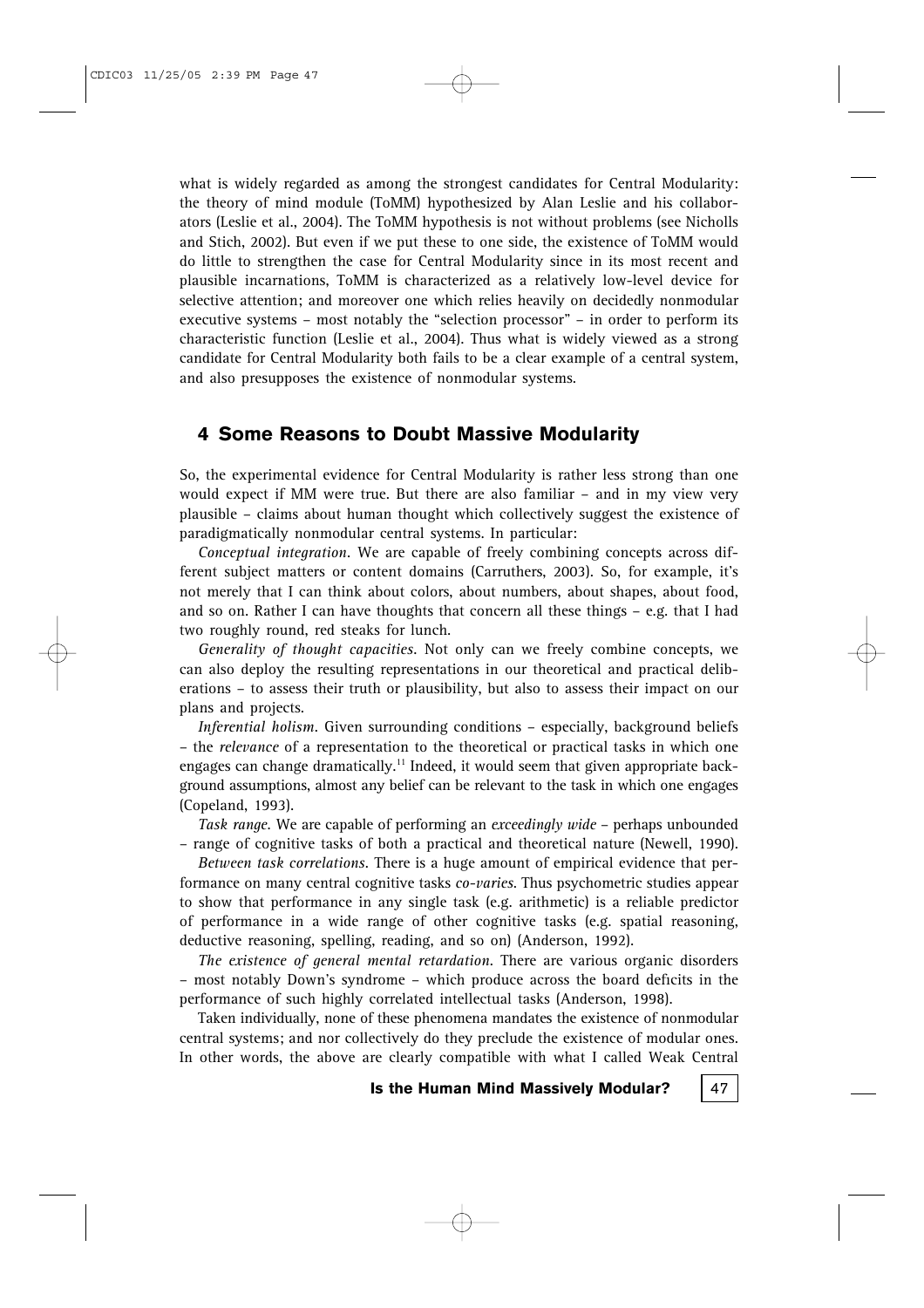what is widely regarded as among the strongest candidates for Central Modularity: the theory of mind module (ToMM) hypothesized by Alan Leslie and his collaborators (Leslie et al., 2004). The ToMM hypothesis is not without problems (see Nicholls and Stich, 2002). But even if we put these to one side, the existence of ToMM would do little to strengthen the case for Central Modularity since in its most recent and plausible incarnations, ToMM is characterized as a relatively low-level device for selective attention; and moreover one which relies heavily on decidedly nonmodular executive systems – most notably the "selection processor" – in order to perform its characteristic function (Leslie et al., 2004). Thus what is widely viewed as a strong candidate for Central Modularity both fails to be a clear example of a central system, and also presupposes the existence of nonmodular systems.

## 4 Some Reasons to Doubt Massive Modularity

So, the experimental evidence for Central Modularity is rather less strong than one would expect if MM were true. But there are also familiar – and in my view very plausible – claims about human thought which collectively suggest the existence of paradigmatically nonmodular central systems. In particular:

*Conceptual integration*. We are capable of freely combining concepts across different subject matters or content domains (Carruthers, 2003). So, for example, it's not merely that I can think about colors, about numbers, about shapes, about food, and so on. Rather I can have thoughts that concern all these things – e.g. that I had two roughly round, red steaks for lunch.

*Generality of thought capacities*. Not only can we freely combine concepts, we can also deploy the resulting representations in our theoretical and practical deliberations – to assess their truth or plausibility, but also to assess their impact on our plans and projects.

*Inferential holism*. Given surrounding conditions – especially, background beliefs – the *relevance* of a representation to the theoretical or practical tasks in which one engages can change dramatically.[11] Indeed, it would seem that given appropriate background assumptions, almost any belief can be relevant to the task in which one engages (Copeland, 1993).

*Task range*. We are capable of performing an *exceedingly wide* – perhaps unbounded – range of cognitive tasks of both a practical and theoretical nature (Newell, 1990).

*Between task correlations*. There is a huge amount of empirical evidence that performance on many central cognitive tasks *co-varies*. Thus psychometric studies appear to show that performance in any single task (e.g. arithmetic) is a reliable predictor of performance in a wide range of other cognitive tasks (e.g. spatial reasoning, deductive reasoning, spelling, reading, and so on) (Anderson, 1992).

*The existence of general mental retardation*. There are various organic disorders – most notably Down's syndrome – which produce across the board deficits in the performance of such highly correlated intellectual tasks (Anderson, 1998).

Taken individually, none of these phenomena mandates the existence of nonmodular central systems; and nor collectively do they preclude the existence of modular ones. In other words, the above are clearly compatible with what I called Weak Central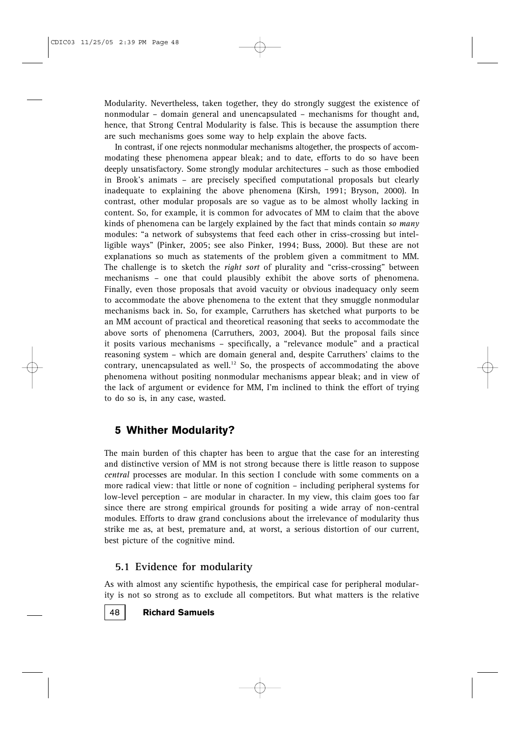Modularity. Nevertheless, taken together, they do strongly suggest the existence of nonmodular – domain general and unencapsulated – mechanisms for thought and, hence, that Strong Central Modularity is false. This is because the assumption there are such mechanisms goes some way to help explain the above facts.

In contrast, if one rejects nonmodular mechanisms altogether, the prospects of accommodating these phenomena appear bleak; and to date, efforts to do so have been deeply unsatisfactory. Some strongly modular architectures – such as those embodied in Brook's animats – are precisely specified computational proposals but clearly inadequate to explaining the above phenomena (Kirsh, 1991; Bryson, 2000). In contrast, other modular proposals are so vague as to be almost wholly lacking in content. So, for example, it is common for advocates of MM to claim that the above kinds of phenomena can be largely explained by the fact that minds contain *so many* modules: "a network of subsystems that feed each other in criss-crossing but intelligible ways" (Pinker, 2005; see also Pinker, 1994; Buss, 2000). But these are not explanations so much as statements of the problem given a commitment to MM. The challenge is to sketch the *right sort* of plurality and "criss-crossing" between mechanisms – one that could plausibly exhibit the above sorts of phenomena. Finally, even those proposals that avoid vacuity or obvious inadequacy only seem to accommodate the above phenomena to the extent that they smuggle nonmodular mechanisms back in. So, for example, Carruthers has sketched what purports to be an MM account of practical and theoretical reasoning that seeks to accommodate the above sorts of phenomena (Carruthers, 2003, 2004). But the proposal fails since it posits various mechanisms – specifically, a "relevance module" and a practical reasoning system – which are domain general and, despite Carruthers' claims to the contrary, unencapsulated as well.[12] So, the prospects of accommodating the above phenomena without positing nonmodular mechanisms appear bleak; and in view of the lack of argument or evidence for MM, I'm inclined to think the effort of trying to do so is, in any case, wasted.

## 5 Whither Modularity?

The main burden of this chapter has been to argue that the case for an interesting and distinctive version of MM is not strong because there is little reason to suppose *central* processes are modular. In this section I conclude with some comments on a more radical view: that little or none of cognition – including peripheral systems for low-level perception – are modular in character. In my view, this claim goes too far since there are strong empirical grounds for positing a wide array of non-central modules. Efforts to draw grand conclusions about the irrelevance of modularity thus strike me as, at best, premature and, at worst, a serious distortion of our current, best picture of the cognitive mind.

### 5.1 Evidence for modularity

As with almost any scientific hypothesis, the empirical case for peripheral modularity is not so strong as to exclude all competitors. But what matters is the relative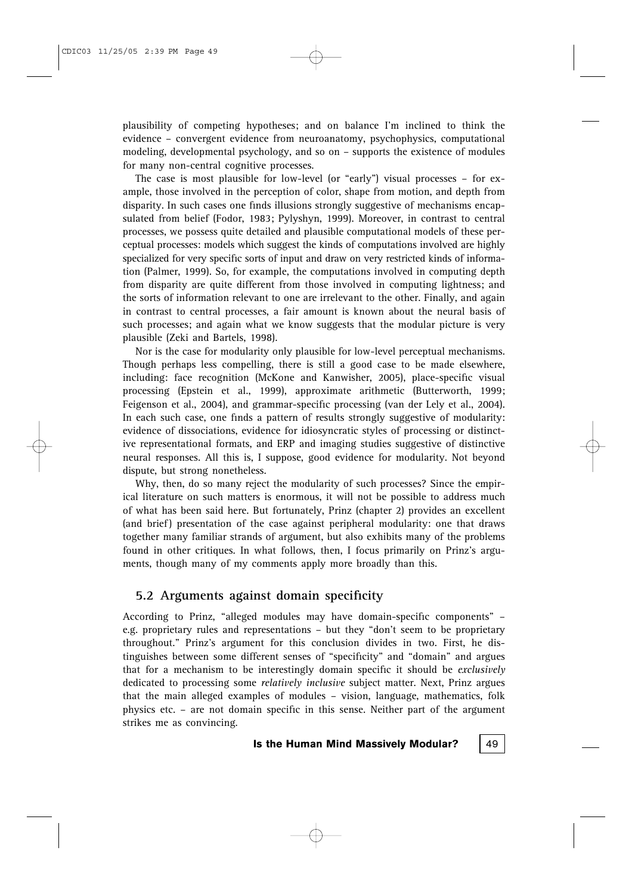plausibility of competing hypotheses; and on balance I'm inclined to think the evidence – convergent evidence from neuroanatomy, psychophysics, computational modeling, developmental psychology, and so on – supports the existence of modules for many non-central cognitive processes.

The case is most plausible for low-level (or "early") visual processes – for example, those involved in the perception of color, shape from motion, and depth from disparity. In such cases one finds illusions strongly suggestive of mechanisms encapsulated from belief (Fodor, 1983; Pylyshyn, 1999). Moreover, in contrast to central processes, we possess quite detailed and plausible computational models of these perceptual processes: models which suggest the kinds of computations involved are highly specialized for very specific sorts of input and draw on very restricted kinds of information (Palmer, 1999). So, for example, the computations involved in computing depth from disparity are quite different from those involved in computing lightness; and the sorts of information relevant to one are irrelevant to the other. Finally, and again in contrast to central processes, a fair amount is known about the neural basis of such processes; and again what we know suggests that the modular picture is very plausible (Zeki and Bartels, 1998).

Nor is the case for modularity only plausible for low-level perceptual mechanisms. Though perhaps less compelling, there is still a good case to be made elsewhere, including: face recognition (McKone and Kanwisher, 2005), place-specific visual processing (Epstein et al., 1999), approximate arithmetic (Butterworth, 1999; Feigenson et al., 2004), and grammar-specific processing (van der Lely et al., 2004). In each such case, one finds a pattern of results strongly suggestive of modularity: evidence of dissociations, evidence for idiosyncratic styles of processing or distinctive representational formats, and ERP and imaging studies suggestive of distinctive neural responses. All this is, I suppose, good evidence for modularity. Not beyond dispute, but strong nonetheless.

Why, then, do so many reject the modularity of such processes? Since the empirical literature on such matters is enormous, it will not be possible to address much of what has been said here. But fortunately, Prinz (chapter 2) provides an excellent (and brief) presentation of the case against peripheral modularity: one that draws together many familiar strands of argument, but also exhibits many of the problems found in other critiques. In what follows, then, I focus primarily on Prinz's arguments, though many of my comments apply more broadly than this.

## 5.2 Arguments against domain specificity

According to Prinz, "alleged modules may have domain-specific components" – e.g. proprietary rules and representations – but they "don't seem to be proprietary throughout." Prinz's argument for this conclusion divides in two. First, he distinguishes between some different senses of "specificity" and "domain" and argues that for a mechanism to be interestingly domain specific it should be *exclusively* dedicated to processing some *relatively inclusive* subject matter. Next, Prinz argues that the main alleged examples of modules – vision, language, mathematics, folk physics etc. – are not domain specific in this sense. Neither part of the argument strikes me as convincing.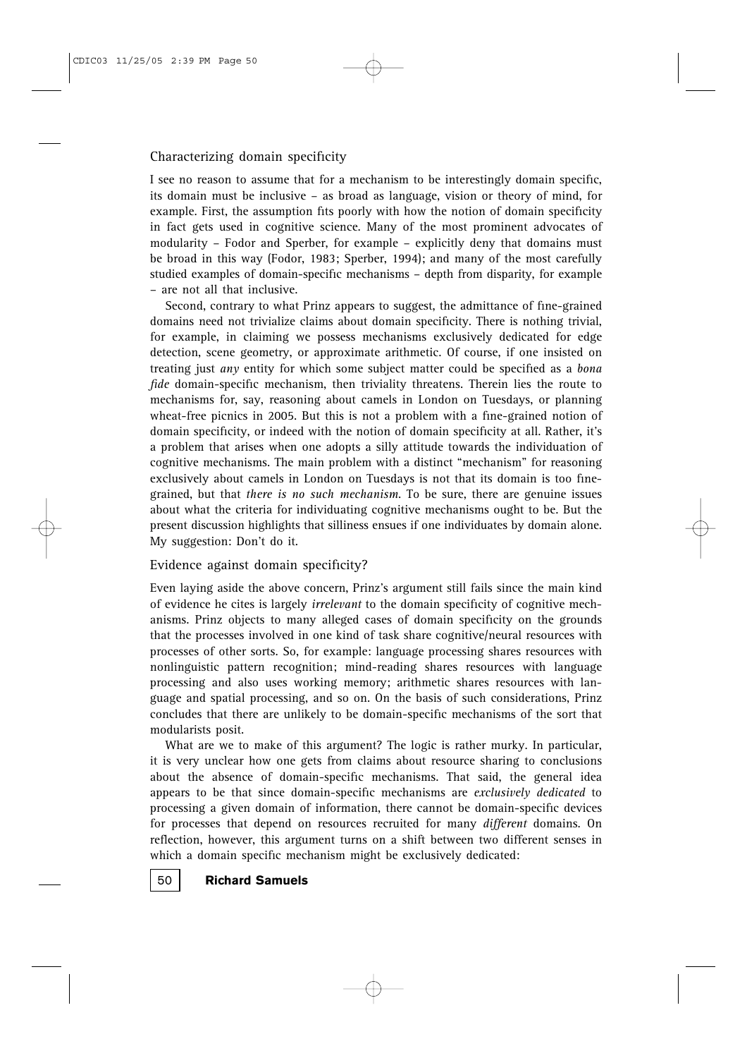### Characterizing domain specificity

I see no reason to assume that for a mechanism to be interestingly domain specific, its domain must be inclusive – as broad as language, vision or theory of mind, for example. First, the assumption fits poorly with how the notion of domain specificity in fact gets used in cognitive science. Many of the most prominent advocates of modularity – Fodor and Sperber, for example – explicitly deny that domains must be broad in this way (Fodor, 1983; Sperber, 1994); and many of the most carefully studied examples of domain-specific mechanisms – depth from disparity, for example – are not all that inclusive.

Second, contrary to what Prinz appears to suggest, the admittance of fine-grained domains need not trivialize claims about domain specificity. There is nothing trivial, for example, in claiming we possess mechanisms exclusively dedicated for edge detection, scene geometry, or approximate arithmetic. Of course, if one insisted on treating just *any* entity for which some subject matter could be specified as a *bona fide* domain-specific mechanism, then triviality threatens. Therein lies the route to mechanisms for, say, reasoning about camels in London on Tuesdays, or planning wheat-free picnics in 2005. But this is not a problem with a fine-grained notion of domain specificity, or indeed with the notion of domain specificity at all. Rather, it's a problem that arises when one adopts a silly attitude towards the individuation of cognitive mechanisms. The main problem with a distinct "mechanism" for reasoning exclusively about camels in London on Tuesdays is not that its domain is too fine-grained, but that *there is no such mechanism*. To be sure, there are genuine issues about what the criteria for individuating cognitive mechanisms ought to be. But the present discussion highlights that silliness ensues if one individuates by domain alone. My suggestion: Don't do it.

### Evidence against domain specificity?

Even laying aside the above concern, Prinz's argument still fails since the main kind of evidence he cites is largely *irrelevant* to the domain specificity of cognitive mechanisms. Prinz objects to many alleged cases of domain specificity on the grounds that the processes involved in one kind of task share cognitive/neural resources with processes of other sorts. So, for example: language processing shares resources with nonlinguistic pattern recognition; mind-reading shares resources with language processing and also uses working memory; arithmetic shares resources with language and spatial processing, and so on. On the basis of such considerations, Prinz concludes that there are unlikely to be domain-specific mechanisms of the sort that modularists posit.

What are we to make of this argument? The logic is rather murky. In particular, it is very unclear how one gets from claims about resource sharing to conclusions about the absence of domain-specific mechanisms. That said, the general idea appears to be that since domain-specific mechanisms are *exclusively dedicated* to processing a given domain of information, there cannot be domain-specific devices for processes that depend on resources recruited for many *different* domains. On reflection, however, this argument turns on a shift between two different senses in which a domain specific mechanism might be exclusively dedicated: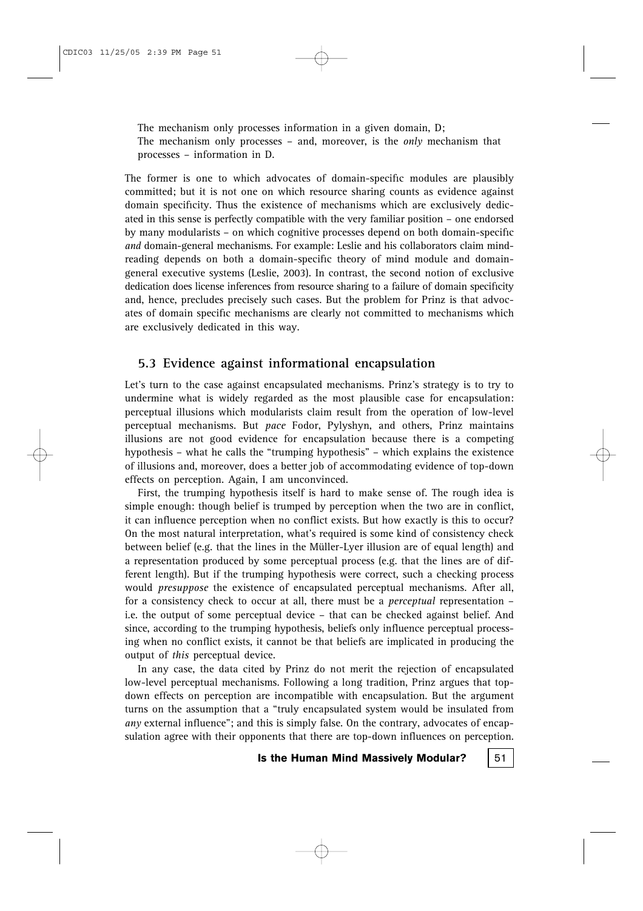The mechanism only processes information in a given domain, D;
The mechanism only processes – and, moreover, is the *only* mechanism that processes – information in D.

The former is one to which advocates of domain-specific modules are plausibly committed; but it is not one on which resource sharing counts as evidence against domain specificity. Thus the existence of mechanisms which are exclusively dedicated in this sense is perfectly compatible with the very familiar position – one endorsed by many modularists – on which cognitive processes depend on both domain-specific *and* domain-general mechanisms. For example: Leslie and his collaborators claim mindreading depends on both a domain-specific theory of mind module and domain-general executive systems (Leslie, 2003). In contrast, the second notion of exclusive dedication does license inferences from resource sharing to a failure of domain specificity and, hence, precludes precisely such cases. But the problem for Prinz is that advocates of domain specific mechanisms are clearly not committed to mechanisms which are exclusively dedicated in this way.

### 5.3 Evidence against informational encapsulation

Let's turn to the case against encapsulated mechanisms. Prinz's strategy is to try to undermine what is widely regarded as the most plausible case for encapsulation: perceptual illusions which modularists claim result from the operation of low-level perceptual mechanisms. But *pace* Fodor, Pylyshyn, and others, Prinz maintains illusions are not good evidence for encapsulation because there is a competing hypothesis – what he calls the "trumping hypothesis" – which explains the existence of illusions and, moreover, does a better job of accommodating evidence of top-down effects on perception. Again, I am unconvinced.

First, the trumping hypothesis itself is hard to make sense of. The rough idea is simple enough: though belief is trumped by perception when the two are in conflict, it can influence perception when no conflict exists. But how exactly is this to occur? On the most natural interpretation, what's required is some kind of consistency check between belief (e.g. that the lines in the Müller-Lyer illusion are of equal length) and a representation produced by some perceptual process (e.g. that the lines are of different length). But if the trumping hypothesis were correct, such a checking process would *presuppose* the existence of encapsulated perceptual mechanisms. After all, for a consistency check to occur at all, there must be a *perceptual* representation – i.e. the output of some perceptual device – that can be checked against belief. And since, according to the trumping hypothesis, beliefs only influence perceptual processing when no conflict exists, it cannot be that beliefs are implicated in producing the output of *this* perceptual device.

In any case, the data cited by Prinz do not merit the rejection of encapsulated low-level perceptual mechanisms. Following a long tradition, Prinz argues that top-down effects on perception are incompatible with encapsulation. But the argument turns on the assumption that a "truly encapsulated system would be insulated from *any* external influence"; and this is simply false. On the contrary, advocates of encapsulation agree with their opponents that there are top-down influences on perception.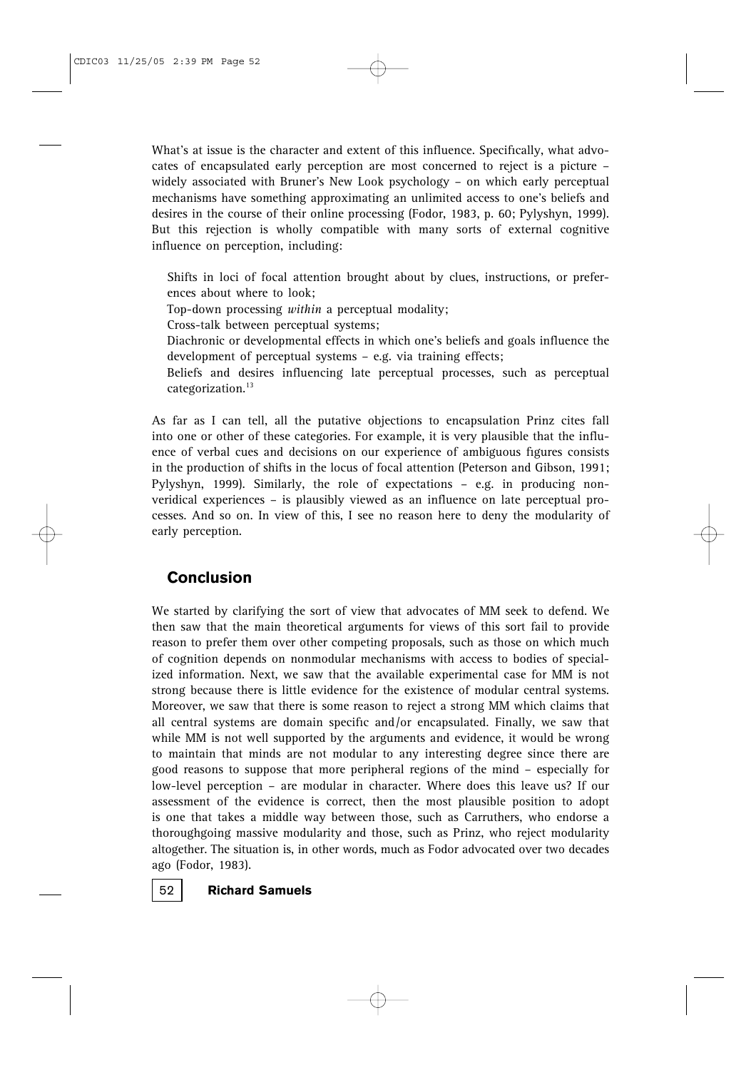What's at issue is the character and extent of this influence. Specifically, what advocates of encapsulated early perception are most concerned to reject is a picture – widely associated with Bruner's New Look psychology – on which early perceptual mechanisms have something approximating an unlimited access to one's beliefs and desires in the course of their online processing (Fodor, 1983, p. 60; Pylyshyn, 1999). But this rejection is wholly compatible with many sorts of external cognitive influence on perception, including:

- Shifts in loci of focal attention brought about by clues, instructions, or preferences about where to look;
- Top-down processing *within* a perceptual modality;
- Cross-talk between perceptual systems;
- Diachronic or developmental effects in which one's beliefs and goals influence the development of perceptual systems – e.g. via training effects;
- Beliefs and desires influencing late perceptual processes, such as perceptual categorization.[13]

As far as I can tell, all the putative objections to encapsulation Prinz cites fall into one or other of these categories. For example, it is very plausible that the influence of verbal cues and decisions on our experience of ambiguous figures consists in the production of shifts in the locus of focal attention (Peterson and Gibson, 1991; Pylyshyn, 1999). Similarly, the role of expectations – e.g. in producing nonveridical experiences – is plausibly viewed as an influence on late perceptual processes. And so on. In view of this, I see no reason here to deny the modularity of early perception.

## Conclusion

We started by clarifying the sort of view that advocates of MM seek to defend. We then saw that the main theoretical arguments for views of this sort fail to provide reason to prefer them over other competing proposals, such as those on which much of cognition depends on nonmodular mechanisms with access to bodies of specialized information. Next, we saw that the available experimental case for MM is not strong because there is little evidence for the existence of modular central systems. Moreover, we saw that there is some reason to reject a strong MM which claims that all central systems are domain specific and/or encapsulated. Finally, we saw that while MM is not well supported by the arguments and evidence, it would be wrong to maintain that minds are not modular to any interesting degree since there are good reasons to suppose that more peripheral regions of the mind – especially for low-level perception – are modular in character. Where does this leave us? If our assessment of the evidence is correct, then the most plausible position to adopt is one that takes a middle way between those, such as Carruthers, who endorse a thoroughgoing massive modularity and those, such as Prinz, who reject modularity altogether. The situation is, in other words, much as Fodor advocated over two decades ago (Fodor, 1983).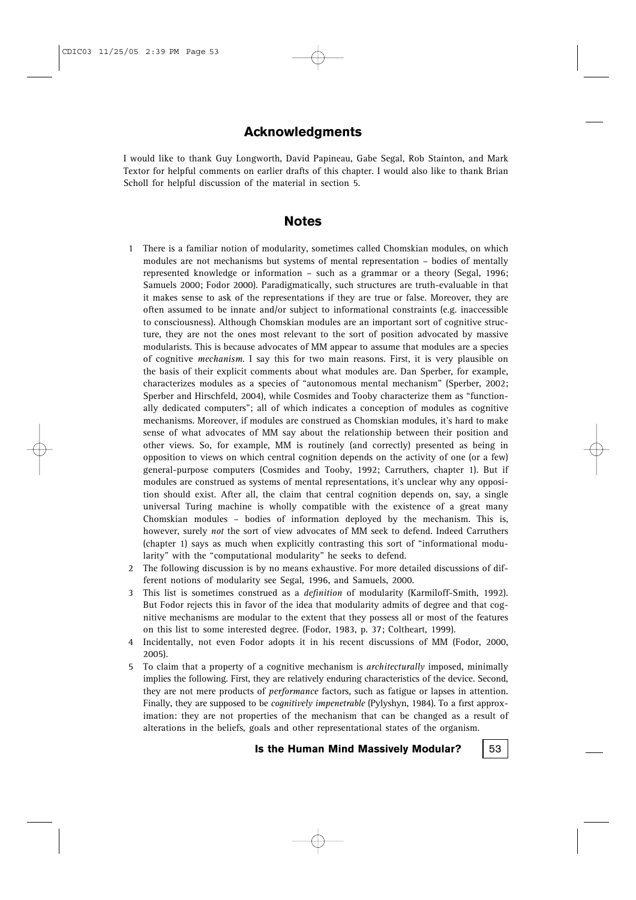## Acknowledgments

I would like to thank Guy Longworth, David Papineau, Gabe Segal, Rob Stainton, and Mark Textor for helpful comments on earlier drafts of this chapter. I would also like to thank Brian Scholl for helpful discussion of the material in section 5.

## Notes

1. There is a familiar notion of modularity, sometimes called Chomskian modules, on which modules are not mechanisms but systems of mental representation – bodies of mentally represented knowledge or information – such as a grammar or a theory (Segal, 1996; Samuels 2000; Fodor 2000). Paradigmatically, such structures are truth-evaluable in that it makes sense to ask of the representations if they are true or false. Moreover, they are often assumed to be innate and/or subject to informational constraints (e.g. inaccessible to consciousness). Although Chomskian modules are an important sort of cognitive structure, they are not the ones most relevant to the sort of position advocated by massive modularists. This is because advocates of MM appear to assume that modules are a species of cognitive *mechanism*. I say this for two main reasons. First, it is very plausible on the basis of their explicit comments about what modules are. Dan Sperber, for example, characterizes modules as a species of "autonomous mental mechanism" (Sperber, 2002; Sperber and Hirschfeld, 2004), while Cosmides and Tooby characterize them as "functionally dedicated computers"; all of which indicates a conception of modules as cognitive mechanisms. Moreover, if modules are construed as Chomskian modules, it's hard to make sense of what advocates of MM say about the relationship between their position and other views. So, for example, MM is routinely (and correctly) presented as being in opposition to views on which central cognition depends on the activity of one (or a few) general-purpose computers (Cosmides and Tooby, 1992; Carruthers, chapter 1). But if modules are construed as systems of mental representations, it's unclear why any opposition should exist. After all, the claim that central cognition depends on, say, a single universal Turing machine is wholly compatible with the existence of a great many Chomskian modules – bodies of information deployed by the mechanism. This is, however, surely *not* the sort of view advocates of MM seek to defend. Indeed Carruthers (chapter 1) says as much when explicitly contrasting this sort of "informational modularity" with the "computational modularity" he seeks to defend.
2. The following discussion is by no means exhaustive. For more detailed discussions of different notions of modularity see Segal, 1996, and Samuels, 2000.
3. This list is sometimes construed as a *definition* of modularity (Karmiloff-Smith, 1992). But Fodor rejects this in favor of the idea that modularity admits of degree and that cognitive mechanisms are modular to the extent that they possess all or most of the features on this list to some interested degree. (Fodor, 1983, p. 37; Coltheart, 1999).
4. Incidentally, not even Fodor adopts it in his recent discussions of MM (Fodor, 2000, 2005).
5. To claim that a property of a cognitive mechanism is *architecturally* imposed, minimally implies the following. First, they are relatively enduring characteristics of the device. Second, they are not mere products of *performance* factors, such as fatigue or lapses in attention. Finally, they are supposed to be *cognitively impenetrable* (Pylyshyn, 1984). To a first approximation: they are not properties of the mechanism that can be changed as a result of alterations in the beliefs, goals and other representational states of the organism.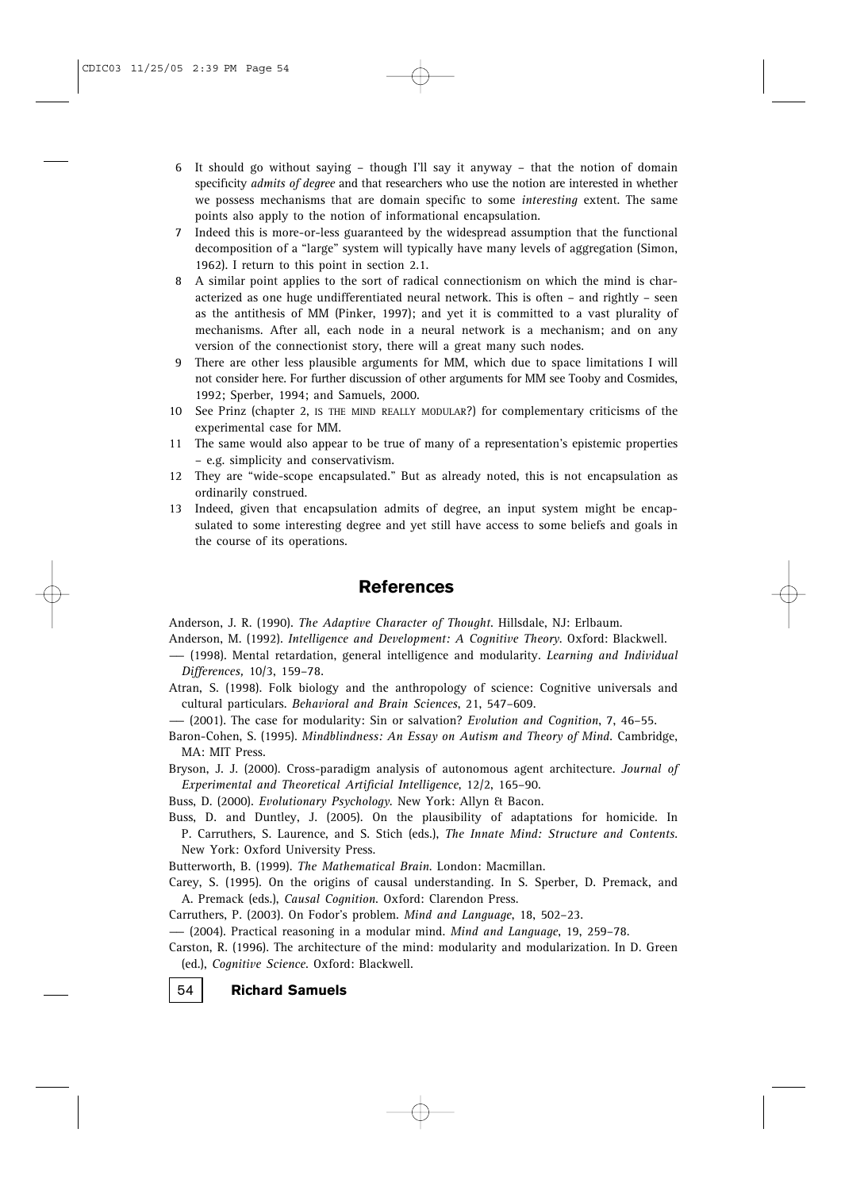6 It should go without saying – though I'll say it anyway – that the notion of domain specificity *admits of degree* and that researchers who use the notion are interested in whether we possess mechanisms that are domain specific to some *interesting* extent. The same points also apply to the notion of informational encapsulation.

7 Indeed this is more-or-less guaranteed by the widespread assumption that the functional decomposition of a "large" system will typically have many levels of aggregation (Simon, 1962). I return to this point in section 2.1.

8 A similar point applies to the sort of radical connectionism on which the mind is characterized as one huge undifferentiated neural network. This is often – and rightly – seen as the antithesis of MM (Pinker, 1997); and yet it is committed to a vast plurality of mechanisms. After all, each node in a neural network is a mechanism; and on any version of the connectionist story, there will a great many such nodes.

9 There are other less plausible arguments for MM, which due to space limitations I will not consider here. For further discussion of other arguments for MM see Tooby and Cosmides, 1992; Sperber, 1994; and Samuels, 2000.

10 See Prinz (chapter 2, IS THE MIND REALLY MODULAR?) for complementary criticisms of the experimental case for MM.

11 The same would also appear to be true of many of a representation's epistemic properties – e.g. simplicity and conservativism.

12 They are "wide-scope encapsulated." But as already noted, this is not encapsulation as ordinarily construed.

13 Indeed, given that encapsulation admits of degree, an input system might be encapsulated to some interesting degree and yet still have access to some beliefs and goals in the course of its operations.

## References

Anderson, J. R. (1990). *The Adaptive Character of Thought*. Hillsdale, NJ: Erlbaum.

Anderson, M. (1992). *Intelligence and Development: A Cognitive Theory*. Oxford: Blackwell.

—— (1998). Mental retardation, general intelligence and modularity. *Learning and Individual Differences*, 10/3, 159–78.

Atran, S. (1998). Folk biology and the anthropology of science: Cognitive universals and cultural particulars. *Behavioral and Brain Sciences*, 21, 547–609.

—— (2001). The case for modularity: Sin or salvation? *Evolution and Cognition*, 7, 46–55.

Baron-Cohen, S. (1995). *Mindblindness: An Essay on Autism and Theory of Mind*. Cambridge, MA: MIT Press.

Bryson, J. J. (2000). Cross-paradigm analysis of autonomous agent architecture. *Journal of Experimental and Theoretical Artificial Intelligence*, 12/2, 165–90.

Buss, D. (2000). *Evolutionary Psychology*. New York: Allyn & Bacon.

Buss, D. and Duntley, J. (2005). On the plausibility of adaptations for homicide. In P. Carruthers, S. Laurence, and S. Stich (eds.), *The Innate Mind: Structure and Contents*. New York: Oxford University Press.

Butterworth, B. (1999). *The Mathematical Brain*. London: Macmillan.

Carey, S. (1995). On the origins of causal understanding. In S. Sperber, D. Premack, and A. Premack (eds.), *Causal Cognition*. Oxford: Clarendon Press.

Carruthers, P. (2003). On Fodor's problem. *Mind and Language*, 18, 502–23.

—— (2004). Practical reasoning in a modular mind. *Mind and Language*, 19, 259–78.

Carston, R. (1996). The architecture of the mind: modularity and modularization. In D. Green (ed.), *Cognitive Science*. Oxford: Blackwell.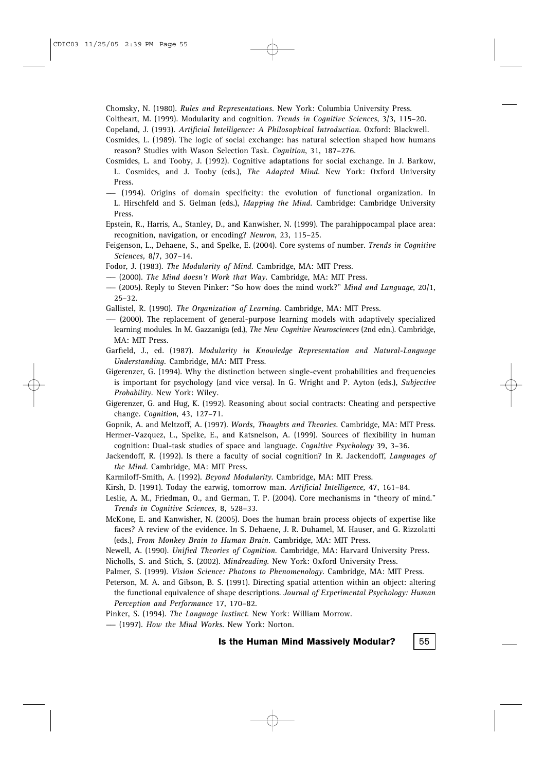Chomsky, N. (1980). *Rules and Representations*. New York: Columbia University Press.

Coltheart, M. (1999). Modularity and cognition. *Trends in Cognitive Sciences*, 3/3, 115–20.

Copeland, J. (1993). *Artificial Intelligence: A Philosophical Introduction*. Oxford: Blackwell.

Cosmides, L. (1989). The logic of social exchange: has natural selection shaped how humans reason? Studies with Wason Selection Task. *Cognition*, 31, 187–276.

Cosmides, L. and Tooby, J. (1992). Cognitive adaptations for social exchange. In J. Barkow, L. Cosmides, and J. Tooby (eds.), *The Adapted Mind*. New York: Oxford University Press.

—— (1994). Origins of domain specificity: the evolution of functional organization. In L. Hirschfeld and S. Gelman (eds.), *Mapping the Mind*. Cambridge: Cambridge University Press.

Epstein, R., Harris, A., Stanley, D., and Kanwisher, N. (1999). The parahippocampal place area: recognition, navigation, or encoding? *Neuron*, 23, 115–25.

Feigenson, L., Dehaene, S., and Spelke, E. (2004). Core systems of number. *Trends in Cognitive Sciences*, 8/7, 307–14.

Fodor, J. (1983). *The Modularity of Mind*. Cambridge, MA: MIT Press.

—— (2000). *The Mind doesn't Work that Way*. Cambridge, MA: MIT Press.

—— (2005). Reply to Steven Pinker: "So how does the mind work?" *Mind and Language*, 20/1, 25–32.

Gallistel, R. (1990). *The Organization of Learning*. Cambridge, MA: MIT Press.

—— (2000). The replacement of general-purpose learning models with adaptively specialized learning modules. In M. Gazzaniga (ed.), *The New Cognitive Neurosciences* (2nd edn.). Cambridge, MA: MIT Press.

Garfield, J., ed. (1987). *Modularity in Knowledge Representation and Natural-Language Understanding*. Cambridge, MA: MIT Press.

Gigerenzer, G. (1994). Why the distinction between single-event probabilities and frequencies is important for psychology (and vice versa). In G. Wright and P. Ayton (eds.), *Subjective Probability*. New York: Wiley.

Gigerenzer, G. and Hug, K. (1992). Reasoning about social contracts: Cheating and perspective change. *Cognition*, 43, 127–71.

Gopnik, A. and Meltzoff, A. (1997). *Words, Thoughts and Theories*. Cambridge, MA: MIT Press.

Hermer-Vazquez, L., Spelke, E., and Katsnelson, A. (1999). Sources of flexibility in human cognition: Dual-task studies of space and language. *Cognitive Psychology* 39, 3–36.

Jackendoff, R. (1992). Is there a faculty of social cognition? In R. Jackendoff, *Languages of the Mind*. Cambridge, MA: MIT Press.

Karmiloff-Smith, A. (1992). *Beyond Modularity*. Cambridge, MA: MIT Press.

Kirsh, D. (1991). Today the earwig, tomorrow man. *Artificial Intelligence*, 47, 161–84.

Leslie, A. M., Friedman, O., and German, T. P. (2004). Core mechanisms in "theory of mind." *Trends in Cognitive Sciences*, 8, 528–33.

McKone, E. and Kanwisher, N. (2005). Does the human brain process objects of expertise like faces? A review of the evidence. In S. Dehaene, J. R. Duhamel, M. Hauser, and G. Rizzolatti (eds.), *From Monkey Brain to Human Brain*. Cambridge, MA: MIT Press.

Newell, A. (1990). *Unified Theories of Cognition*. Cambridge, MA: Harvard University Press.

Nicholls, S. and Stich, S. (2002). *Mindreading*. New York: Oxford University Press.

Palmer, S. (1999). *Vision Science: Photons to Phenomenology*. Cambridge, MA: MIT Press.

Peterson, M. A. and Gibson, B. S. (1991). Directing spatial attention within an object: altering the functional equivalence of shape descriptions. *Journal of Experimental Psychology: Human Perception and Performance* 17, 170–82.

Pinker, S. (1994). *The Language Instinct*. New York: William Morrow.

—— (1997). *How the Mind Works*. New York: Norton.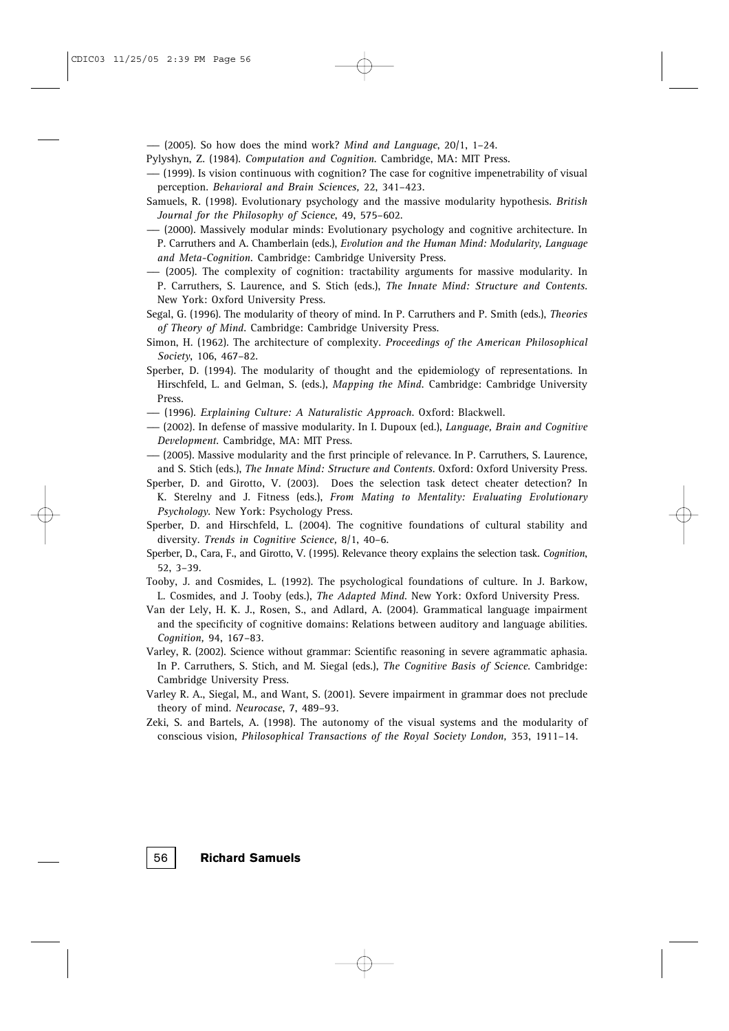—— (2005). So how does the mind work? *Mind and Language*, 20/1, 1–24.

Pylyshyn, Z. (1984). *Computation and Cognition*. Cambridge, MA: MIT Press.

—— (1999). Is vision continuous with cognition? The case for cognitive impenetrability of visual perception. *Behavioral and Brain Sciences*, 22, 341–423.

Samuels, R. (1998). Evolutionary psychology and the massive modularity hypothesis. *British Journal for the Philosophy of Science*, 49, 575–602.

—— (2000). Massively modular minds: Evolutionary psychology and cognitive architecture. In P. Carruthers and A. Chamberlain (eds.), *Evolution and the Human Mind: Modularity, Language and Meta-Cognition*. Cambridge: Cambridge University Press.

—— (2005). The complexity of cognition: tractability arguments for massive modularity. In P. Carruthers, S. Laurence, and S. Stich (eds.), *The Innate Mind: Structure and Contents*. New York: Oxford University Press.

Segal, G. (1996). The modularity of theory of mind. In P. Carruthers and P. Smith (eds.), *Theories of Theory of Mind*. Cambridge: Cambridge University Press.

Simon, H. (1962). The architecture of complexity. *Proceedings of the American Philosophical Society*, 106, 467–82.

Sperber, D. (1994). The modularity of thought and the epidemiology of representations. In Hirschfeld, L. and Gelman, S. (eds.), *Mapping the Mind*. Cambridge: Cambridge University Press.

—— (1996). *Explaining Culture: A Naturalistic Approach*. Oxford: Blackwell.

—— (2002). In defense of massive modularity. In I. Dupoux (ed.), *Language, Brain and Cognitive Development*. Cambridge, MA: MIT Press.

—— (2005). Massive modularity and the first principle of relevance. In P. Carruthers, S. Laurence, and S. Stich (eds.), *The Innate Mind: Structure and Contents*. Oxford: Oxford University Press.

Sperber, D. and Girotto, V. (2003). Does the selection task detect cheater detection? In K. Sterelny and J. Fitness (eds.), *From Mating to Mentality: Evaluating Evolutionary Psychology*. New York: Psychology Press.

Sperber, D. and Hirschfeld, L. (2004). The cognitive foundations of cultural stability and diversity. *Trends in Cognitive Science*, 8/1, 40–6.

Sperber, D., Cara, F., and Girotto, V. (1995). Relevance theory explains the selection task. *Cognition*, 52, 3–39.

Tooby, J. and Cosmides, L. (1992). The psychological foundations of culture. In J. Barkow, L. Cosmides, and J. Tooby (eds.), *The Adapted Mind*. New York: Oxford University Press.

Van der Lely, H. K. J., Rosen, S., and Adlard, A. (2004). Grammatical language impairment and the specificity of cognitive domains: Relations between auditory and language abilities. *Cognition*, 94, 167–83.

Varley, R. (2002). Science without grammar: Scientific reasoning in severe agrammatic aphasia. In P. Carruthers, S. Stich, and M. Siegal (eds.), *The Cognitive Basis of Science*. Cambridge: Cambridge University Press.

Varley R. A., Siegal, M., and Want, S. (2001). Severe impairment in grammar does not preclude theory of mind. *Neurocase*, 7, 489–93.

Zeki, S. and Bartels, A. (1998). The autonomy of the visual systems and the modularity of conscious vision, *Philosophical Transactions of the Royal Society London*, 353, 1911–14.